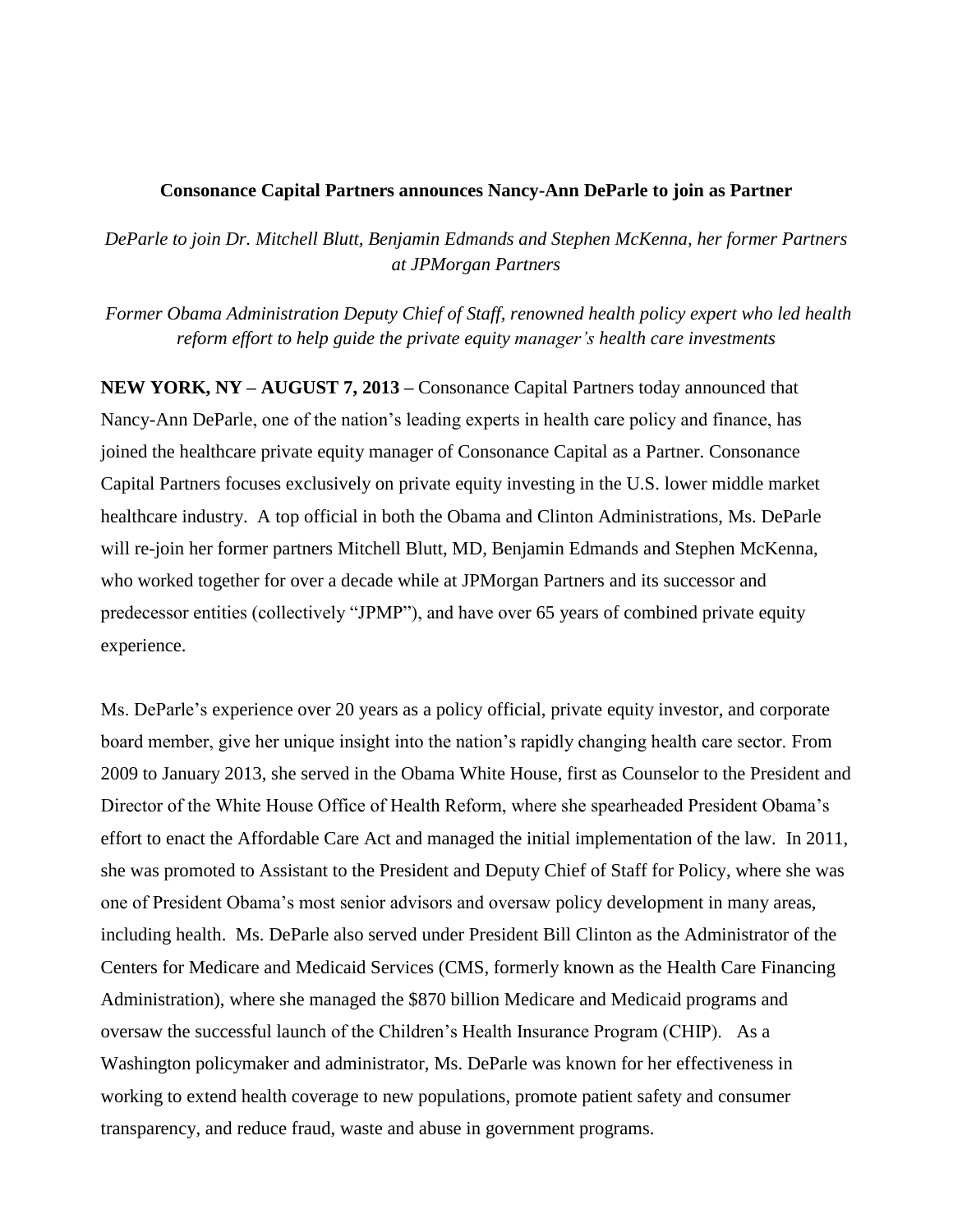**Consonance Capital Partners announces Nancy-Ann DeParle to join as Partner**

*DeParle to join Dr. Mitchell Blutt, Benjamin Edmands and Stephen McKenna, her former Partners at JPMorgan Partners*

*Former Obama Administration Deputy Chief of Staff, renowned health policy expert who led health reform effort to help guide the private equity manager's health care investments*

**NEW YORK, NY – AUGUST 7, 2013 –** Consonance Capital Partners today announced that Nancy-Ann DeParle, one of the nation's leading experts in health care policy and finance, has joined the healthcare private equity manager of Consonance Capital as a Partner. Consonance Capital Partners focuses exclusively on private equity investing in the U.S. lower middle market healthcare industry. A top official in both the Obama and Clinton Administrations, Ms. DeParle will re-join her former partners Mitchell Blutt, MD, Benjamin Edmands and Stephen McKenna, who worked together for over a decade while at JPMorgan Partners and its successor and predecessor entities (collectively "JPMP"), and have over 65 years of combined private equity experience.

Ms. DeParle's experience over 20 years as a policy official, private equity investor, and corporate board member, give her unique insight into the nation's rapidly changing health care sector. From 2009 to January 2013, she served in the Obama White House, first as Counselor to the President and Director of the White House Office of Health Reform, where she spearheaded President Obama's effort to enact the Affordable Care Act and managed the initial implementation of the law. In 2011, she was promoted to Assistant to the President and Deputy Chief of Staff for Policy, where she was one of President Obama's most senior advisors and oversaw policy development in many areas, including health. Ms. DeParle also served under President Bill Clinton as the Administrator of the Centers for Medicare and Medicaid Services (CMS, formerly known as the Health Care Financing Administration), where she managed the $870 billion Medicare and Medicaid programs and oversaw the successful launch of the Children's Health Insurance Program (CHIP). As a Washington policymaker and administrator, Ms. DeParle was known for her effectiveness in working to extend health coverage to new populations, promote patient safety and consumer transparency, and reduce fraud, waste and abuse in government programs.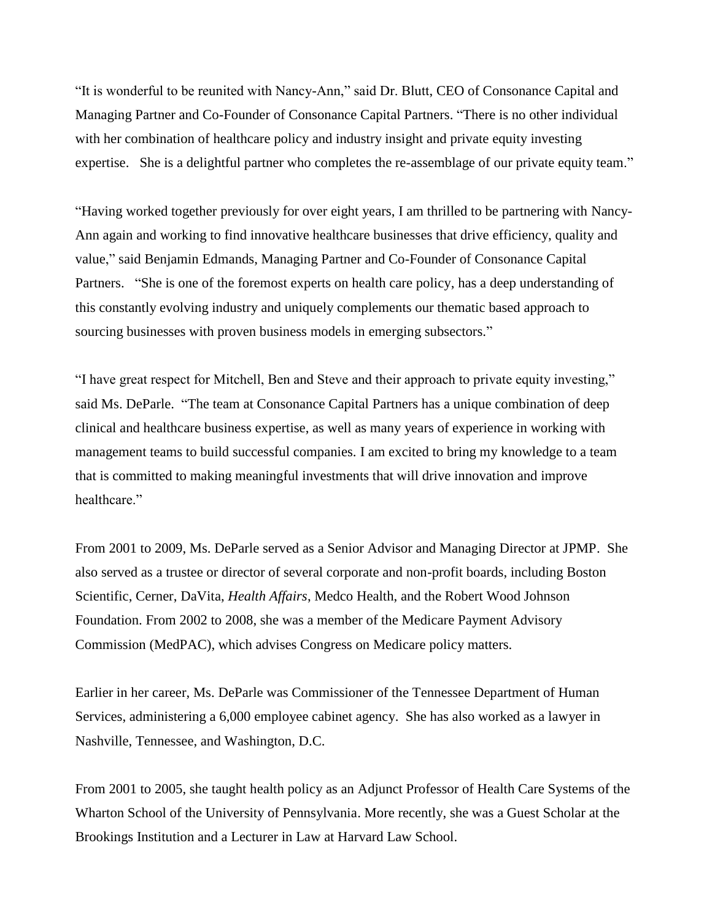"It is wonderful to be reunited with Nancy-Ann," said Dr. Blutt, CEO of Consonance Capital and Managing Partner and Co-Founder of Consonance Capital Partners. "There is no other individual with her combination of healthcare policy and industry insight and private equity investing expertise. She is a delightful partner who completes the re-assemblage of our private equity team."

"Having worked together previously for over eight years, I am thrilled to be partnering with Nancy-Ann again and working to find innovative healthcare businesses that drive efficiency, quality and value," said Benjamin Edmands, Managing Partner and Co-Founder of Consonance Capital Partners. "She is one of the foremost experts on health care policy, has a deep understanding of this constantly evolving industry and uniquely complements our thematic based approach to sourcing businesses with proven business models in emerging subsectors."

"I have great respect for Mitchell, Ben and Steve and their approach to private equity investing," said Ms. DeParle. "The team at Consonance Capital Partners has a unique combination of deep clinical and healthcare business expertise, as well as many years of experience in working with management teams to build successful companies. I am excited to bring my knowledge to a team that is committed to making meaningful investments that will drive innovation and improve healthcare."

From 2001 to 2009, Ms. DeParle served as a Senior Advisor and Managing Director at JPMP. She also served as a trustee or director of several corporate and non-profit boards, including Boston Scientific, Cerner, DaVita, *Health Affairs*, Medco Health, and the Robert Wood Johnson Foundation. From 2002 to 2008, she was a member of the Medicare Payment Advisory Commission (MedPAC), which advises Congress on Medicare policy matters.

Earlier in her career, Ms. DeParle was Commissioner of the Tennessee Department of Human Services, administering a 6,000 employee cabinet agency. She has also worked as a lawyer in Nashville, Tennessee, and Washington, D.C.

From 2001 to 2005, she taught health policy as an Adjunct Professor of Health Care Systems of the Wharton School of the University of Pennsylvania. More recently, she was a Guest Scholar at the Brookings Institution and a Lecturer in Law at Harvard Law School.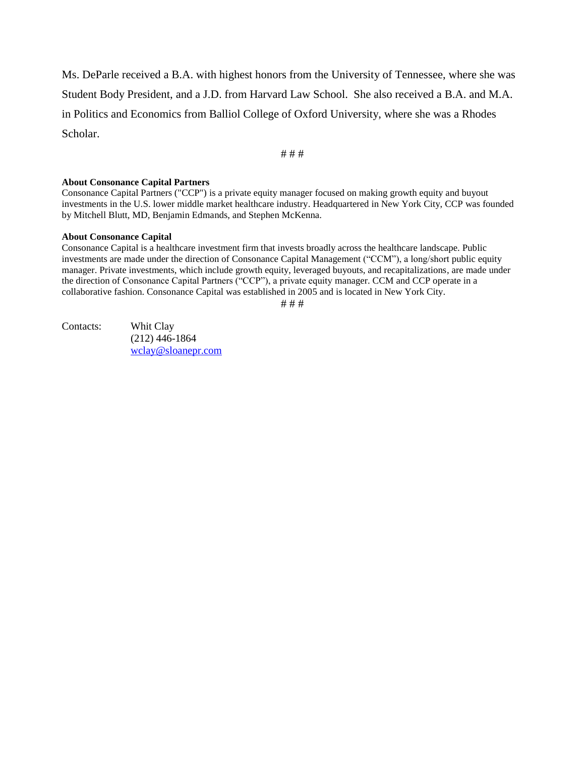Ms. DeParle received a B.A. with highest honors from the University of Tennessee, where she was Student Body President, and a J.D. from Harvard Law School. She also received a B.A. and M.A. in Politics and Economics from Balliol College of Oxford University, where she was a Rhodes Scholar.

# # #

**About Consonance Capital Partners**

Consonance Capital Partners ("CCP") is a private equity manager focused on making growth equity and buyout investments in the U.S. lower middle market healthcare industry. Headquartered in New York City, CCP was founded by Mitchell Blutt, MD, Benjamin Edmands, and Stephen McKenna.

**About Consonance Capital**

Consonance Capital is a healthcare investment firm that invests broadly across the healthcare landscape. Public investments are made under the direction of Consonance Capital Management ("CCM"), a long/short public equity manager. Private investments, which include growth equity, leveraged buyouts, and recapitalizations, are made under the direction of Consonance Capital Partners ("CCP"), a private equity manager. CCM and CCP operate in a collaborative fashion. Consonance Capital was established in 2005 and is located in New York City.

# # #

Contacts: Whit Clay
(212) 446-1864
wclay@sloanepr.com